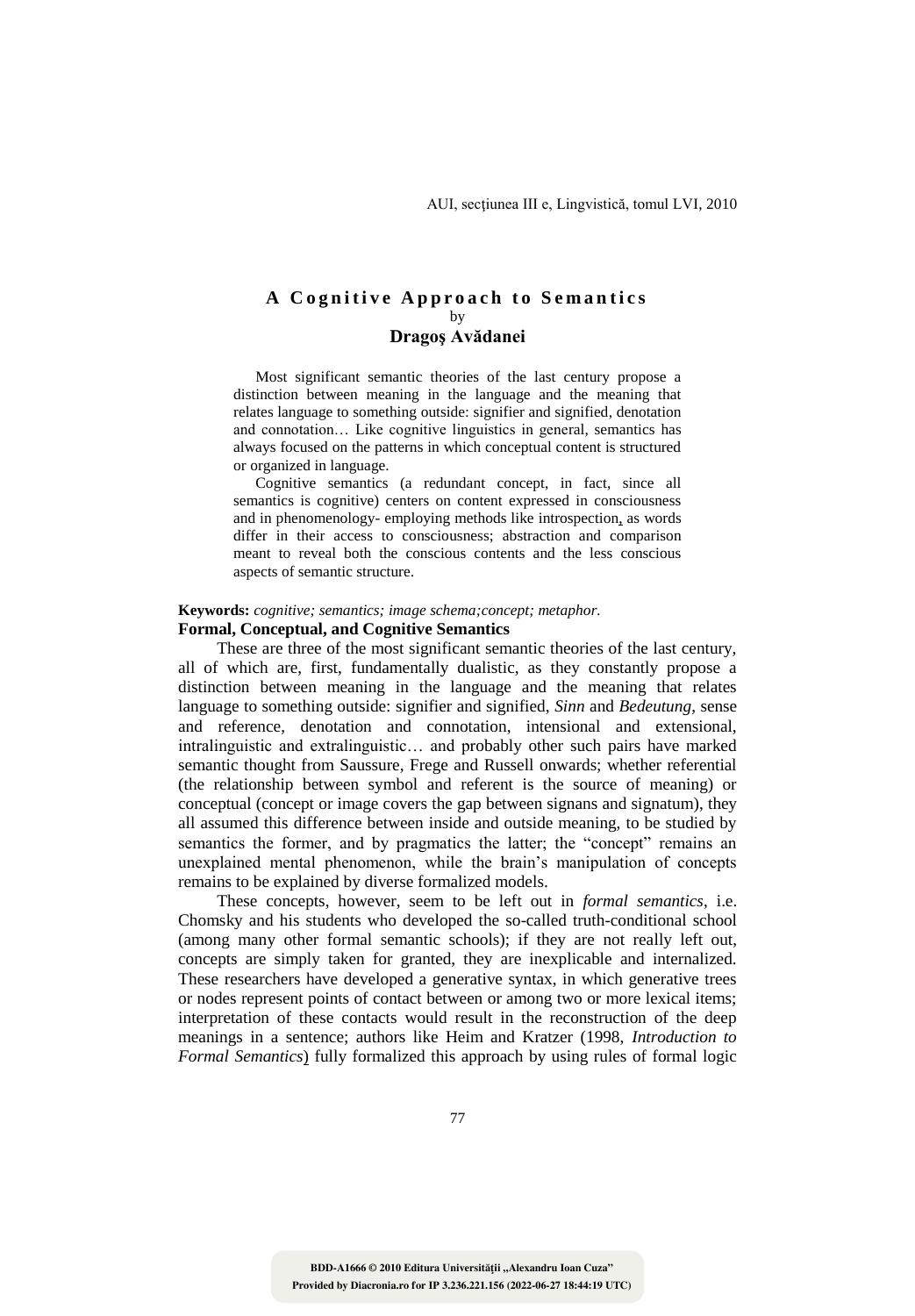# A Cognitive Approach to Semantics

by

**Dragoş Avădanei**

Most significant semantic theories of the last century propose a distinction between meaning in the language and the meaning that relates language to something outside: signifier and signified, denotation and connotation… Like cognitive linguistics in general, semantics has always focused on the patterns in which conceptual content is structured or organized in language.

Cognitive semantics (a redundant concept, in fact, since all semantics is cognitive) centers on content expressed in consciousness and in phenomenology- employing methods like introspection, as words differ in their access to consciousness; abstraction and comparison meant to reveal both the conscious contents and the less conscious aspects of semantic structure.

**Keywords:** *cognitive; semantics; image schema;concept; metaphor.*

## Formal, Conceptual, and Cognitive Semantics

These are three of the most significant semantic theories of the last century, all of which are, first, fundamentally dualistic, as they constantly propose a distinction between meaning in the language and the meaning that relates language to something outside: signifier and signified, *Sinn* and *Bedeutung*, sense and reference, denotation and connotation, intensional and extensional, intralinguistic and extralinguistic… and probably other such pairs have marked semantic thought from Saussure, Frege and Russell onwards; whether referential (the relationship between symbol and referent is the source of meaning) or conceptual (concept or image covers the gap between signans and signatum), they all assumed this difference between inside and outside meaning, to be studied by semantics the former, and by pragmatics the latter; the "concept" remains an unexplained mental phenomenon, while the brain's manipulation of concepts remains to be explained by diverse formalized models.

These concepts, however, seem to be left out in *formal semantics*, i.e. Chomsky and his students who developed the so-called truth-conditional school (among many other formal semantic schools); if they are not really left out, concepts are simply taken for granted, they are inexplicable and internalized. These researchers have developed a generative syntax, in which generative trees or nodes represent points of contact between or among two or more lexical items; interpretation of these contacts would result in the reconstruction of the deep meanings in a sentence; authors like Heim and Kratzer (1998, *Introduction to Formal Semantics*) fully formalized this approach by using rules of formal logic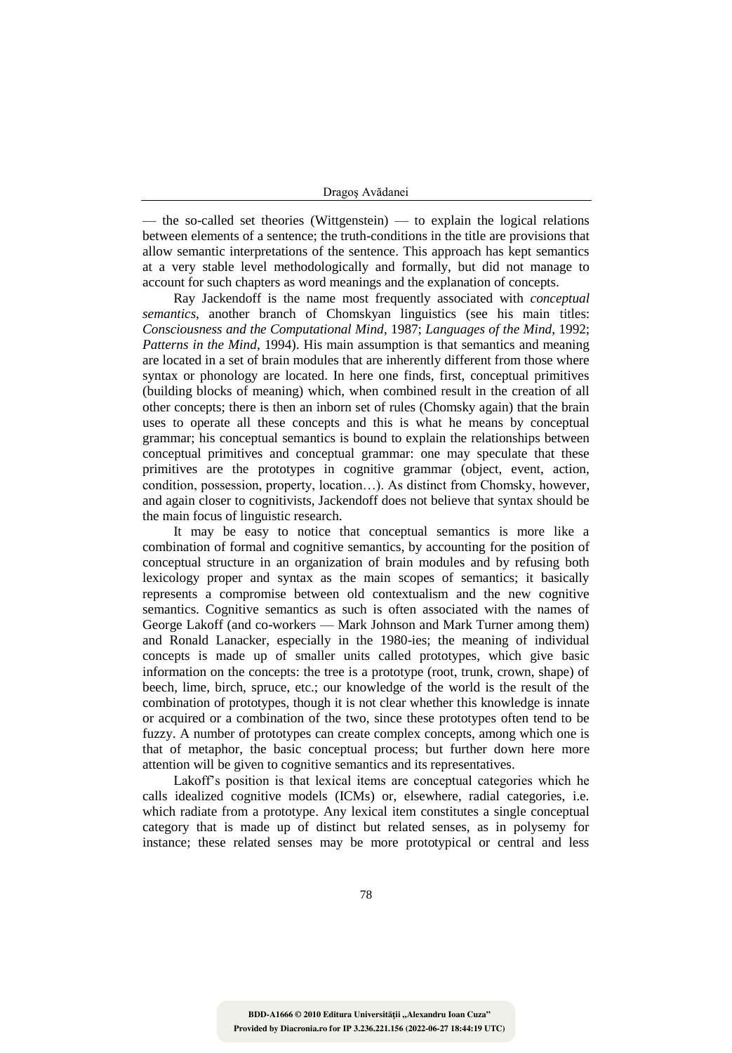— the so-called set theories (Wittgenstein) — to explain the logical relations between elements of a sentence; the truth-conditions in the title are provisions that allow semantic interpretations of the sentence. This approach has kept semantics at a very stable level methodologically and formally, but did not manage to account for such chapters as word meanings and the explanation of concepts.

Ray Jackendoff is the name most frequently associated with *conceptual semantics*, another branch of Chomskyan linguistics (see his main titles: *Consciousness and the Computational Mind*, 1987; *Languages of the Mind*, 1992; *Patterns in the Mind*, 1994). His main assumption is that semantics and meaning are located in a set of brain modules that are inherently different from those where syntax or phonology are located. In here one finds, first, conceptual primitives (building blocks of meaning) which, when combined result in the creation of all other concepts; there is then an inborn set of rules (Chomsky again) that the brain uses to operate all these concepts and this is what he means by conceptual grammar; his conceptual semantics is bound to explain the relationships between conceptual primitives and conceptual grammar: one may speculate that these primitives are the prototypes in cognitive grammar (object, event, action, condition, possession, property, location…). As distinct from Chomsky, however, and again closer to cognitivists, Jackendoff does not believe that syntax should be the main focus of linguistic research.

It may be easy to notice that conceptual semantics is more like a combination of formal and cognitive semantics, by accounting for the position of conceptual structure in an organization of brain modules and by refusing both lexicology proper and syntax as the main scopes of semantics; it basically represents a compromise between old contextualism and the new cognitive semantics. Cognitive semantics as such is often associated with the names of George Lakoff (and co-workers — Mark Johnson and Mark Turner among them) and Ronald Lanacker, especially in the 1980-ies; the meaning of individual concepts is made up of smaller units called prototypes, which give basic information on the concepts: the tree is a prototype (root, trunk, crown, shape) of beech, lime, birch, spruce, etc.; our knowledge of the world is the result of the combination of prototypes, though it is not clear whether this knowledge is innate or acquired or a combination of the two, since these prototypes often tend to be fuzzy. A number of prototypes can create complex concepts, among which one is that of metaphor, the basic conceptual process; but further down here more attention will be given to cognitive semantics and its representatives.

Lakoff's position is that lexical items are conceptual categories which he calls idealized cognitive models (ICMs) or, elsewhere, radial categories, i.e. which radiate from a prototype. Any lexical item constitutes a single conceptual category that is made up of distinct but related senses, as in polysemy for instance; these related senses may be more prototypical or central and less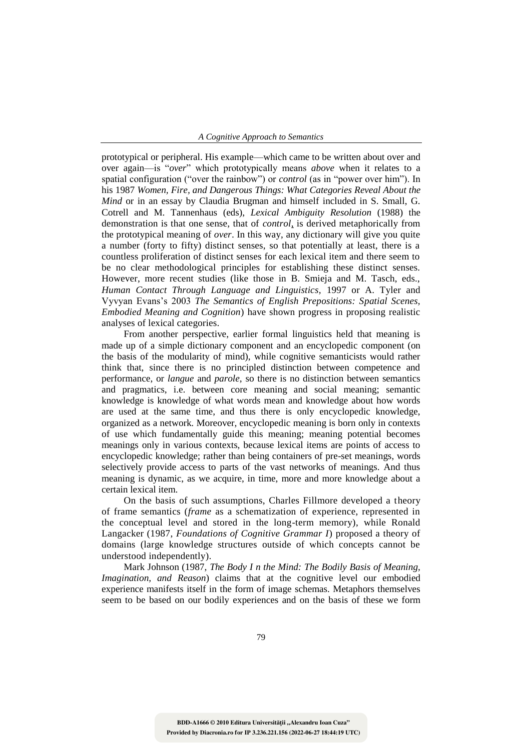prototypical or peripheral. His example—which came to be written about over and over again—is "*over*" which prototypically means *above* when it relates to a spatial configuration ("over the rainbow") or *control* (as in "power over him"). In his 1987 *Women, Fire, and Dangerous Things: What Categories Reveal About the Mind* or in an essay by Claudia Brugman and himself included in S. Small, G. Cotrell and M. Tannenhaus (eds), *Lexical Ambiguity Resolution* (1988) the demonstration is that one sense, that of *control*, is derived metaphorically from the prototypical meaning of *over*. In this way, any dictionary will give you quite a number (forty to fifty) distinct senses, so that potentially at least, there is a countless proliferation of distinct senses for each lexical item and there seem to be no clear methodological principles for establishing these distinct senses. However, more recent studies (like those in B. Smieja and M. Tasch, eds., *Human Contact Through Language and Linguistics*, 1997 or A. Tyler and Vyvyan Evans's 2003 *The Semantics of English Prepositions: Spatial Scenes, Embodied Meaning and Cognition*) have shown progress in proposing realistic analyses of lexical categories.

From another perspective, earlier formal linguistics held that meaning is made up of a simple dictionary component and an encyclopedic component (on the basis of the modularity of mind), while cognitive semanticists would rather think that, since there is no principled distinction between competence and performance, or *langue* and *parole*, so there is no distinction between semantics and pragmatics, i.e. between core meaning and social meaning; semantic knowledge is knowledge of what words mean and knowledge about how words are used at the same time, and thus there is only encyclopedic knowledge, organized as a network. Moreover, encyclopedic meaning is born only in contexts of use which fundamentally guide this meaning; meaning potential becomes meanings only in various contexts, because lexical items are points of access to encyclopedic knowledge; rather than being containers of pre-set meanings, words selectively provide access to parts of the vast networks of meanings. And thus meaning is dynamic, as we acquire, in time, more and more knowledge about a certain lexical item.

On the basis of such assumptions, Charles Fillmore developed a theory of frame semantics (*frame* as a schematization of experience, represented in the conceptual level and stored in the long-term memory), while Ronald Langacker (1987, *Foundations of Cognitive Grammar I*) proposed a theory of domains (large knowledge structures outside of which concepts cannot be understood independently).

Mark Johnson (1987, *The Body I n the Mind: The Bodily Basis of Meaning, Imagination, and Reason*) claims that at the cognitive level our embodied experience manifests itself in the form of image schemas. Metaphors themselves seem to be based on our bodily experiences and on the basis of these we form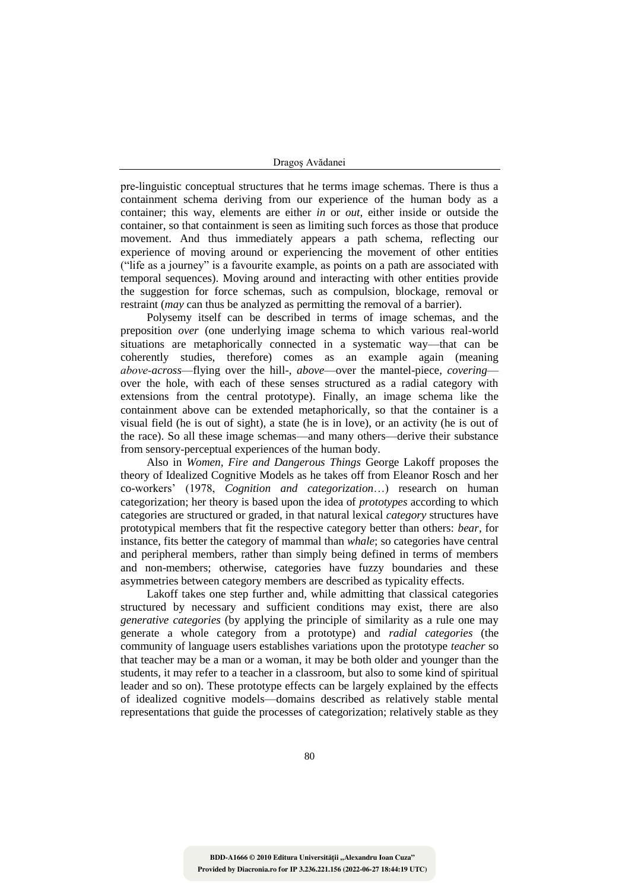pre-linguistic conceptual structures that he terms image schemas. There is thus a containment schema deriving from our experience of the human body as a container; this way, elements are either *in* or *out*, either inside or outside the container, so that containment is seen as limiting such forces as those that produce movement. And thus immediately appears a path schema, reflecting our experience of moving around or experiencing the movement of other entities ("life as a journey" is a favourite example, as points on a path are associated with temporal sequences). Moving around and interacting with other entities provide the suggestion for force schemas, such as compulsion, blockage, removal or restraint (*may* can thus be analyzed as permitting the removal of a barrier).

Polysemy itself can be described in terms of image schemas, and the preposition *over* (one underlying image schema to which various real-world situations are metaphorically connected in a systematic way—that can be coherently studies, therefore) comes as an example again (meaning *above-across*—flying over the hill-, *above*—over the mantel-piece, *covering*—over the hole, with each of these senses structured as a radial category with extensions from the central prototype). Finally, an image schema like the containment above can be extended metaphorically, so that the container is a visual field (he is out of sight), a state (he is in love), or an activity (he is out of the race). So all these image schemas—and many others—derive their substance from sensory-perceptual experiences of the human body.

Also in *Women, Fire and Dangerous Things* George Lakoff proposes the theory of Idealized Cognitive Models as he takes off from Eleanor Rosch and her co-workers' (1978, *Cognition and categorization*…) research on human categorization; her theory is based upon the idea of *prototypes* according to which categories are structured or graded, in that natural lexical *category* structures have prototypical members that fit the respective category better than others: *bear*, for instance, fits better the category of mammal than *whale*; so categories have central and peripheral members, rather than simply being defined in terms of members and non-members; otherwise, categories have fuzzy boundaries and these asymmetries between category members are described as typicality effects.

Lakoff takes one step further and, while admitting that classical categories structured by necessary and sufficient conditions may exist, there are also *generative categories* (by applying the principle of similarity as a rule one may generate a whole category from a prototype) and *radial categories* (the community of language users establishes variations upon the prototype *teacher* so that teacher may be a man or a woman, it may be both older and younger than the students, it may refer to a teacher in a classroom, but also to some kind of spiritual leader and so on). These prototype effects can be largely explained by the effects of idealized cognitive models—domains described as relatively stable mental representations that guide the processes of categorization; relatively stable as they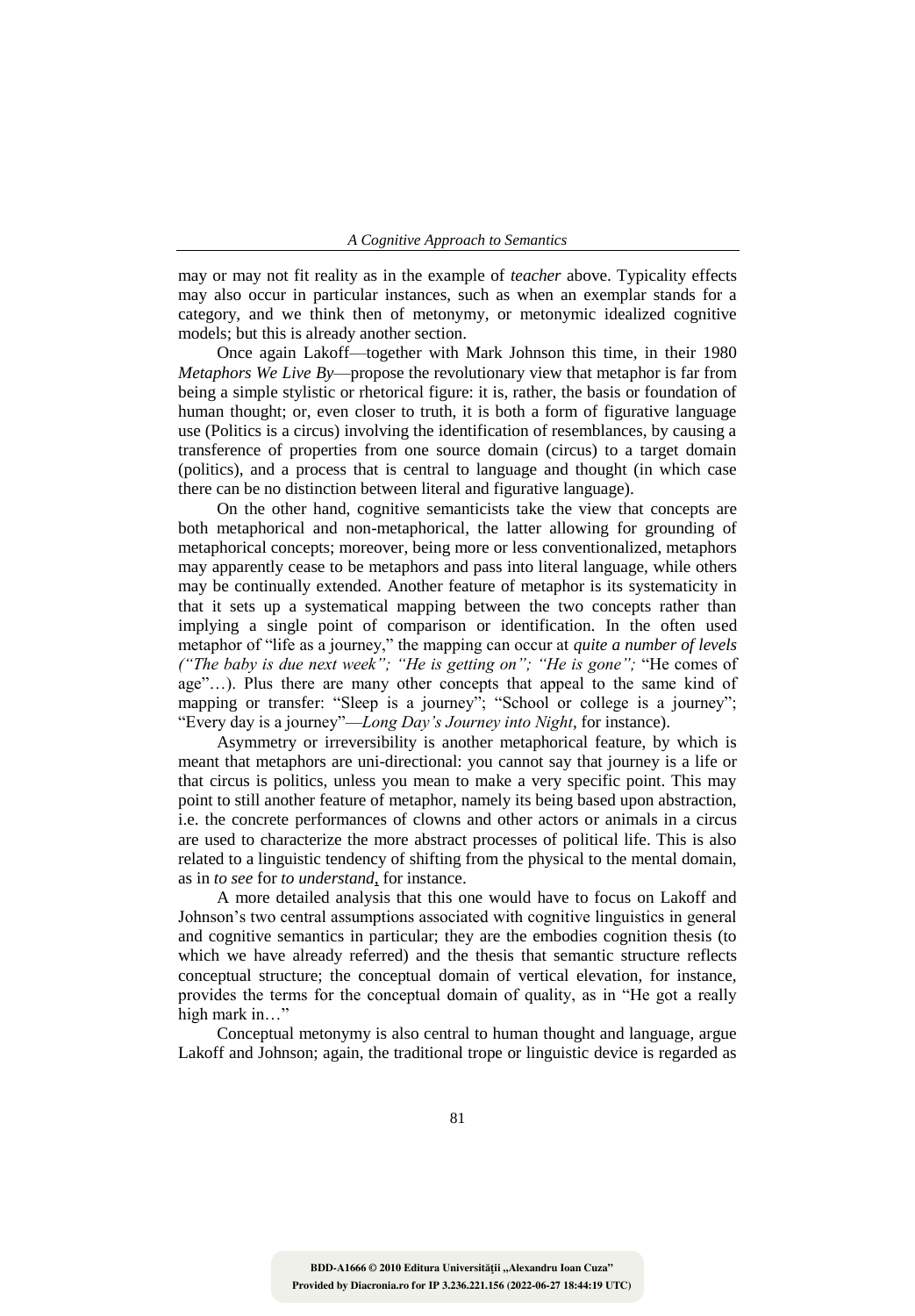may or may not fit reality as in the example of *teacher* above. Typicality effects may also occur in particular instances, such as when an exemplar stands for a category, and we think then of metonymy, or metonymic idealized cognitive models; but this is already another section.

Once again Lakoff—together with Mark Johnson this time, in their 1980 *Metaphors We Live By*—propose the revolutionary view that metaphor is far from being a simple stylistic or rhetorical figure: it is, rather, the basis or foundation of human thought; or, even closer to truth, it is both a form of figurative language use (Politics is a circus) involving the identification of resemblances, by causing a transference of properties from one source domain (circus) to a target domain (politics), and a process that is central to language and thought (in which case there can be no distinction between literal and figurative language).

On the other hand, cognitive semanticists take the view that concepts are both metaphorical and non-metaphorical, the latter allowing for grounding of metaphorical concepts; moreover, being more or less conventionalized, metaphors may apparently cease to be metaphors and pass into literal language, while others may be continually extended. Another feature of metaphor is its systematicity in that it sets up a systematical mapping between the two concepts rather than implying a single point of comparison or identification. In the often used metaphor of "life as a journey," the mapping can occur at *quite a number of levels ("The baby is due next week"; "He is getting on"; "He is gone";* "He comes of age"…). Plus there are many other concepts that appeal to the same kind of mapping or transfer: "Sleep is a journey"; "School or college is a journey"; "Every day is a journey"—*Long Day's Journey into Night*, for instance).

Asymmetry or irreversibility is another metaphorical feature, by which is meant that metaphors are uni-directional: you cannot say that journey is a life or that circus is politics, unless you mean to make a very specific point. This may point to still another feature of metaphor, namely its being based upon abstraction, i.e. the concrete performances of clowns and other actors or animals in a circus are used to characterize the more abstract processes of political life. This is also related to a linguistic tendency of shifting from the physical to the mental domain, as in *to see* for *to understand*, for instance.

A more detailed analysis that this one would have to focus on Lakoff and Johnson's two central assumptions associated with cognitive linguistics in general and cognitive semantics in particular; they are the embodies cognition thesis (to which we have already referred) and the thesis that semantic structure reflects conceptual structure; the conceptual domain of vertical elevation, for instance, provides the terms for the conceptual domain of quality, as in "He got a really high mark in…"

Conceptual metonymy is also central to human thought and language, argue Lakoff and Johnson; again, the traditional trope or linguistic device is regarded as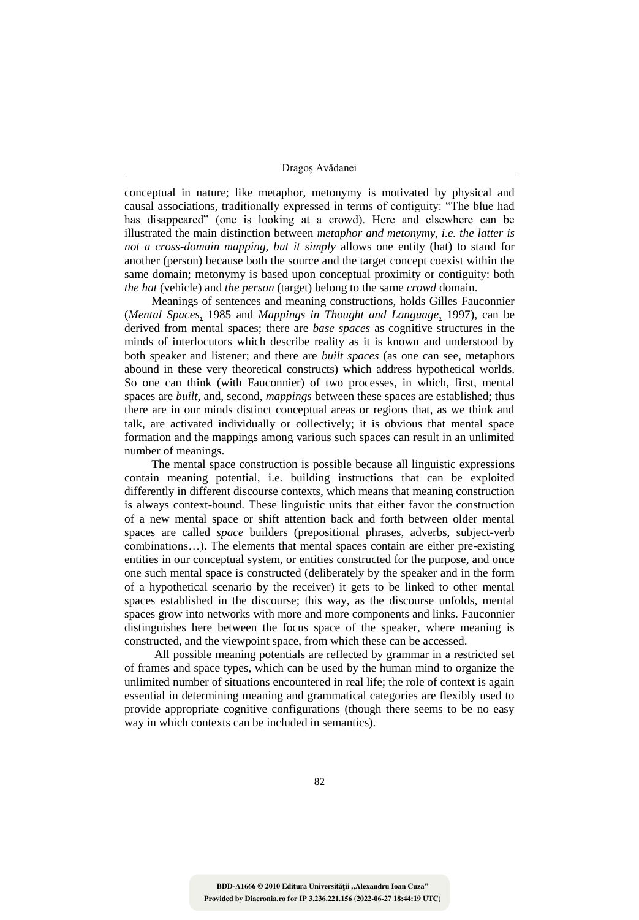conceptual in nature; like metaphor, metonymy is motivated by physical and causal associations, traditionally expressed in terms of contiguity: "The blue had has disappeared" (one is looking at a crowd). Here and elsewhere can be illustrated the main distinction between *metaphor and metonymy, i.e. the latter is not a cross-domain mapping, but it simply* allows one entity (hat) to stand for another (person) because both the source and the target concept coexist within the same domain; metonymy is based upon conceptual proximity or contiguity: both *the hat* (vehicle) and *the person* (target) belong to the same *crowd* domain.

Meanings of sentences and meaning constructions, holds Gilles Fauconnier (*Mental Spaces*, 1985 and *Mappings in Thought and Language*, 1997), can be derived from mental spaces; there are *base spaces* as cognitive structures in the minds of interlocutors which describe reality as it is known and understood by both speaker and listener; and there are *built spaces* (as one can see, metaphors abound in these very theoretical constructs) which address hypothetical worlds. So one can think (with Fauconnier) of two processes, in which, first, mental spaces are *built*, and, second, *mappings* between these spaces are established; thus there are in our minds distinct conceptual areas or regions that, as we think and talk, are activated individually or collectively; it is obvious that mental space formation and the mappings among various such spaces can result in an unlimited number of meanings.

The mental space construction is possible because all linguistic expressions contain meaning potential, i.e. building instructions that can be exploited differently in different discourse contexts, which means that meaning construction is always context-bound. These linguistic units that either favor the construction of a new mental space or shift attention back and forth between older mental spaces are called *space* builders (prepositional phrases, adverbs, subject-verb combinations…). The elements that mental spaces contain are either pre-existing entities in our conceptual system, or entities constructed for the purpose, and once one such mental space is constructed (deliberately by the speaker and in the form of a hypothetical scenario by the receiver) it gets to be linked to other mental spaces established in the discourse; this way, as the discourse unfolds, mental spaces grow into networks with more and more components and links. Fauconnier distinguishes here between the focus space of the speaker, where meaning is constructed, and the viewpoint space, from which these can be accessed.

All possible meaning potentials are reflected by grammar in a restricted set of frames and space types, which can be used by the human mind to organize the unlimited number of situations encountered in real life; the role of context is again essential in determining meaning and grammatical categories are flexibly used to provide appropriate cognitive configurations (though there seems to be no easy way in which contexts can be included in semantics).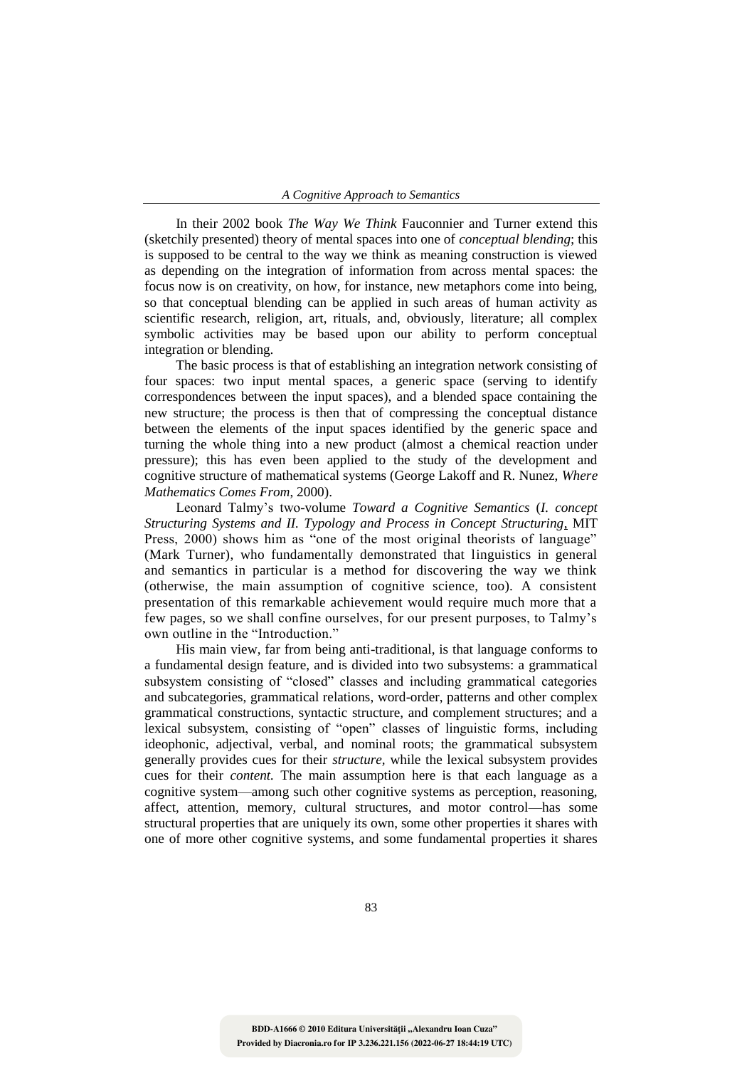In their 2002 book *The Way We Think* Fauconnier and Turner extend this (sketchily presented) theory of mental spaces into one of *conceptual blending*; this is supposed to be central to the way we think as meaning construction is viewed as depending on the integration of information from across mental spaces: the focus now is on creativity, on how, for instance, new metaphors come into being, so that conceptual blending can be applied in such areas of human activity as scientific research, religion, art, rituals, and, obviously, literature; all complex symbolic activities may be based upon our ability to perform conceptual integration or blending.

The basic process is that of establishing an integration network consisting of four spaces: two input mental spaces, a generic space (serving to identify correspondences between the input spaces), and a blended space containing the new structure; the process is then that of compressing the conceptual distance between the elements of the input spaces identified by the generic space and turning the whole thing into a new product (almost a chemical reaction under pressure); this has even been applied to the study of the development and cognitive structure of mathematical systems (George Lakoff and R. Nunez, *Where Mathematics Comes From*, 2000).

Leonard Talmy's two-volume *Toward a Cognitive Semantics* (*I. concept Structuring Systems and II. Typology and Process in Concept Structuring*, MIT Press, 2000) shows him as "one of the most original theorists of language" (Mark Turner), who fundamentally demonstrated that linguistics in general and semantics in particular is a method for discovering the way we think (otherwise, the main assumption of cognitive science, too). A consistent presentation of this remarkable achievement would require much more that a few pages, so we shall confine ourselves, for our present purposes, to Talmy's own outline in the "Introduction."

His main view, far from being anti-traditional, is that language conforms to a fundamental design feature, and is divided into two subsystems: a grammatical subsystem consisting of "closed" classes and including grammatical categories and subcategories, grammatical relations, word-order, patterns and other complex grammatical constructions, syntactic structure, and complement structures; and a lexical subsystem, consisting of "open" classes of linguistic forms, including ideophonic, adjectival, verbal, and nominal roots; the grammatical subsystem generally provides cues for their *structure*, while the lexical subsystem provides cues for their *content.* The main assumption here is that each language as a cognitive system—among such other cognitive systems as perception, reasoning, affect, attention, memory, cultural structures, and motor control—has some structural properties that are uniquely its own, some other properties it shares with one of more other cognitive systems, and some fundamental properties it shares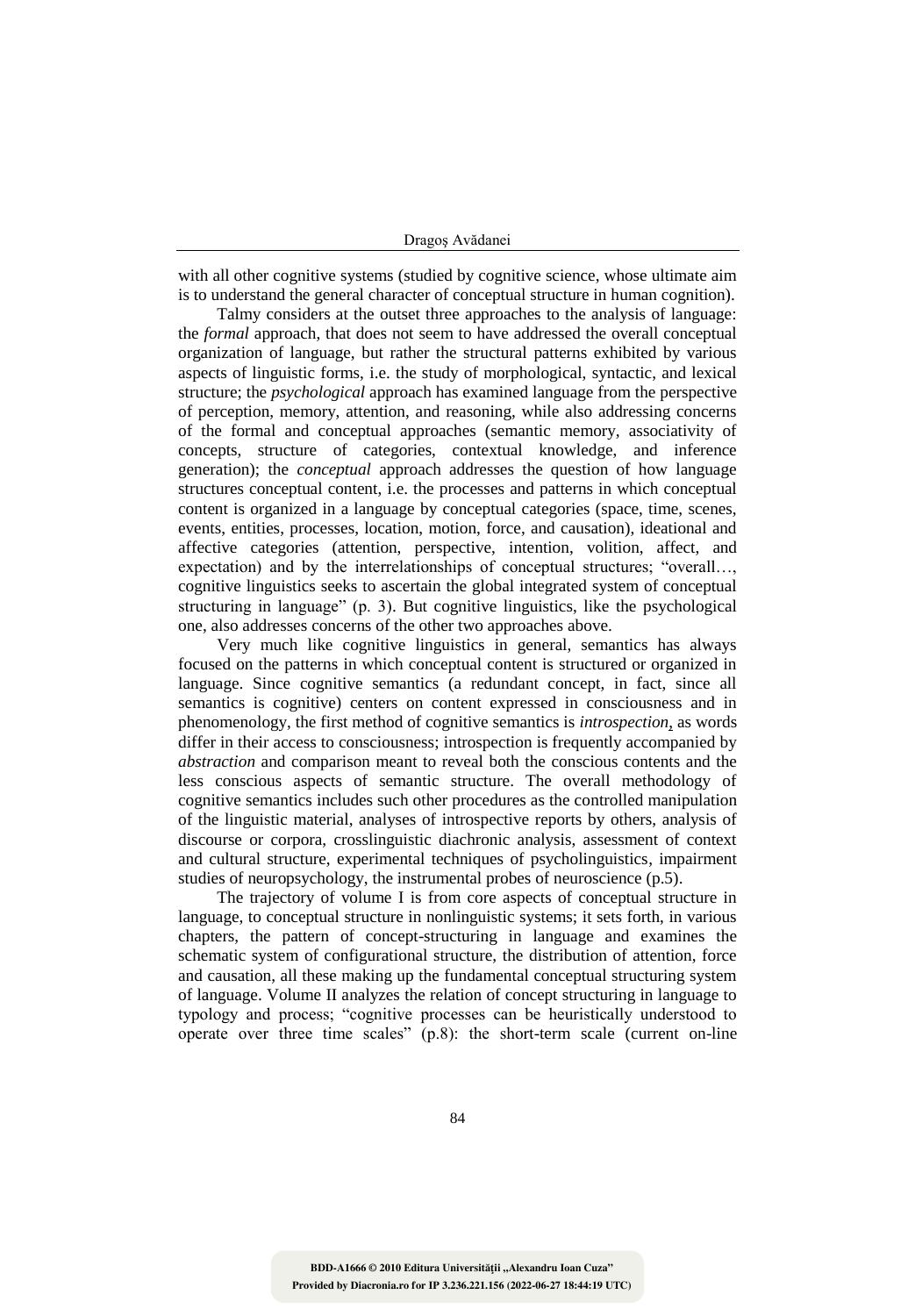with all other cognitive systems (studied by cognitive science, whose ultimate aim is to understand the general character of conceptual structure in human cognition).

Talmy considers at the outset three approaches to the analysis of language: the *formal* approach, that does not seem to have addressed the overall conceptual organization of language, but rather the structural patterns exhibited by various aspects of linguistic forms, i.e. the study of morphological, syntactic, and lexical structure; the *psychological* approach has examined language from the perspective of perception, memory, attention, and reasoning, while also addressing concerns of the formal and conceptual approaches (semantic memory, associativity of concepts, structure of categories, contextual knowledge, and inference generation); the *conceptual* approach addresses the question of how language structures conceptual content, i.e. the processes and patterns in which conceptual content is organized in a language by conceptual categories (space, time, scenes, events, entities, processes, location, motion, force, and causation), ideational and affective categories (attention, perspective, intention, volition, affect, and expectation) and by the interrelationships of conceptual structures; "overall…, cognitive linguistics seeks to ascertain the global integrated system of conceptual structuring in language" (p. 3). But cognitive linguistics, like the psychological one, also addresses concerns of the other two approaches above.

Very much like cognitive linguistics in general, semantics has always focused on the patterns in which conceptual content is structured or organized in language. Since cognitive semantics (a redundant concept, in fact, since all semantics is cognitive) centers on content expressed in consciousness and in phenomenology, the first method of cognitive semantics is *introspection*, as words differ in their access to consciousness; introspection is frequently accompanied by *abstraction* and comparison meant to reveal both the conscious contents and the less conscious aspects of semantic structure. The overall methodology of cognitive semantics includes such other procedures as the controlled manipulation of the linguistic material, analyses of introspective reports by others, analysis of discourse or corpora, crosslinguistic diachronic analysis, assessment of context and cultural structure, experimental techniques of psycholinguistics, impairment studies of neuropsychology, the instrumental probes of neuroscience (p.5).

The trajectory of volume I is from core aspects of conceptual structure in language, to conceptual structure in nonlinguistic systems; it sets forth, in various chapters, the pattern of concept-structuring in language and examines the schematic system of configurational structure, the distribution of attention, force and causation, all these making up the fundamental conceptual structuring system of language. Volume II analyzes the relation of concept structuring in language to typology and process; "cognitive processes can be heuristically understood to operate over three time scales" (p.8): the short-term scale (current on-line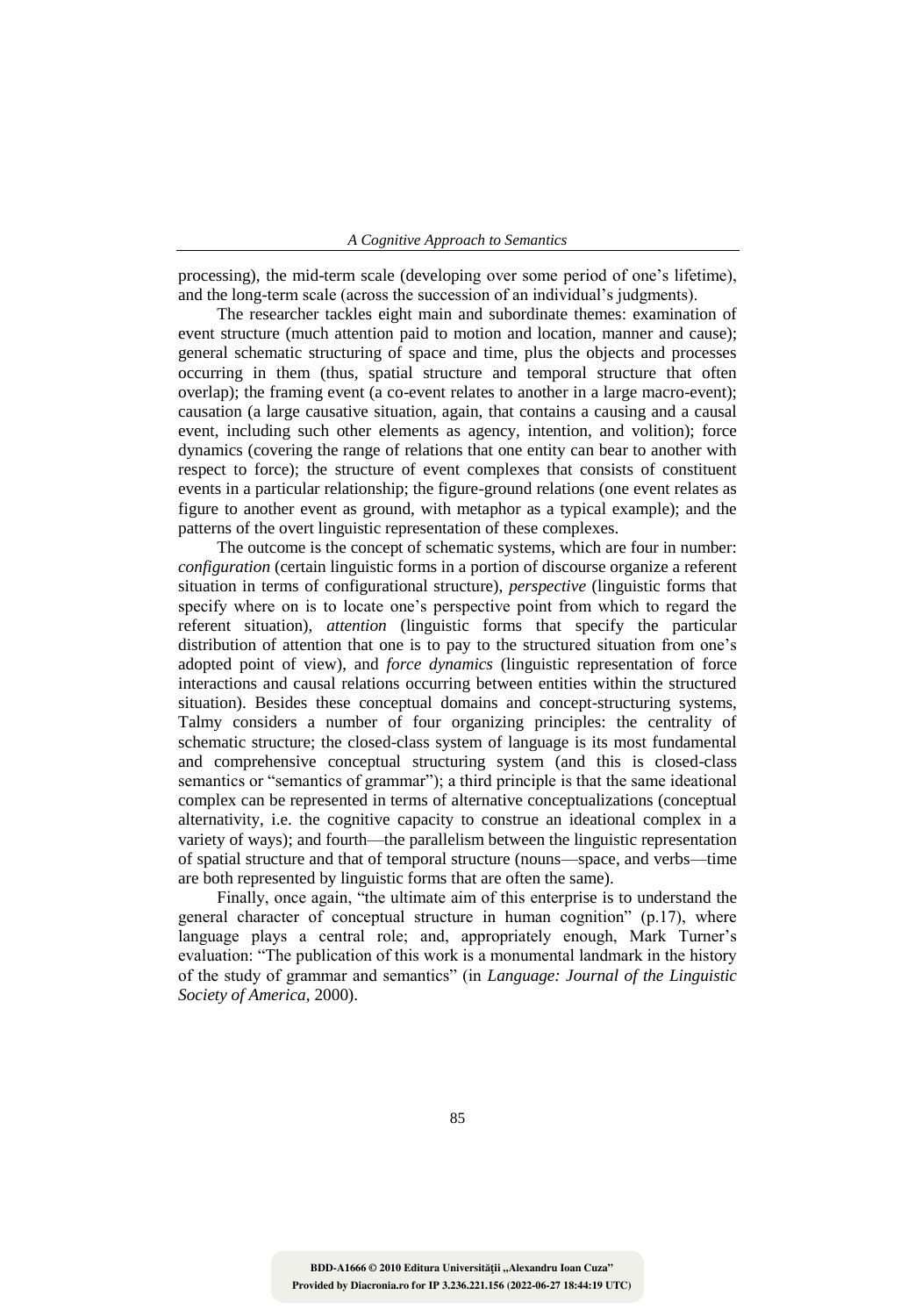processing), the mid-term scale (developing over some period of one's lifetime), and the long-term scale (across the succession of an individual's judgments).

The researcher tackles eight main and subordinate themes: examination of event structure (much attention paid to motion and location, manner and cause); general schematic structuring of space and time, plus the objects and processes occurring in them (thus, spatial structure and temporal structure that often overlap); the framing event (a co-event relates to another in a large macro-event); causation (a large causative situation, again, that contains a causing and a causal event, including such other elements as agency, intention, and volition); force dynamics (covering the range of relations that one entity can bear to another with respect to force); the structure of event complexes that consists of constituent events in a particular relationship; the figure-ground relations (one event relates as figure to another event as ground, with metaphor as a typical example); and the patterns of the overt linguistic representation of these complexes.

The outcome is the concept of schematic systems, which are four in number: *configuration* (certain linguistic forms in a portion of discourse organize a referent situation in terms of configurational structure), *perspective* (linguistic forms that specify where on is to locate one's perspective point from which to regard the referent situation), *attention* (linguistic forms that specify the particular distribution of attention that one is to pay to the structured situation from one's adopted point of view), and *force dynamics* (linguistic representation of force interactions and causal relations occurring between entities within the structured situation). Besides these conceptual domains and concept-structuring systems, Talmy considers a number of four organizing principles: the centrality of schematic structure; the closed-class system of language is its most fundamental and comprehensive conceptual structuring system (and this is closed-class semantics or "semantics of grammar"); a third principle is that the same ideational complex can be represented in terms of alternative conceptualizations (conceptual alternativity, i.e. the cognitive capacity to construe an ideational complex in a variety of ways); and fourth—the parallelism between the linguistic representation of spatial structure and that of temporal structure (nouns—space, and verbs—time are both represented by linguistic forms that are often the same).

Finally, once again, "the ultimate aim of this enterprise is to understand the general character of conceptual structure in human cognition" (p.17), where language plays a central role; and, appropriately enough, Mark Turner's evaluation: "The publication of this work is a monumental landmark in the history of the study of grammar and semantics" (in *Language: Journal of the Linguistic Society of America*, 2000).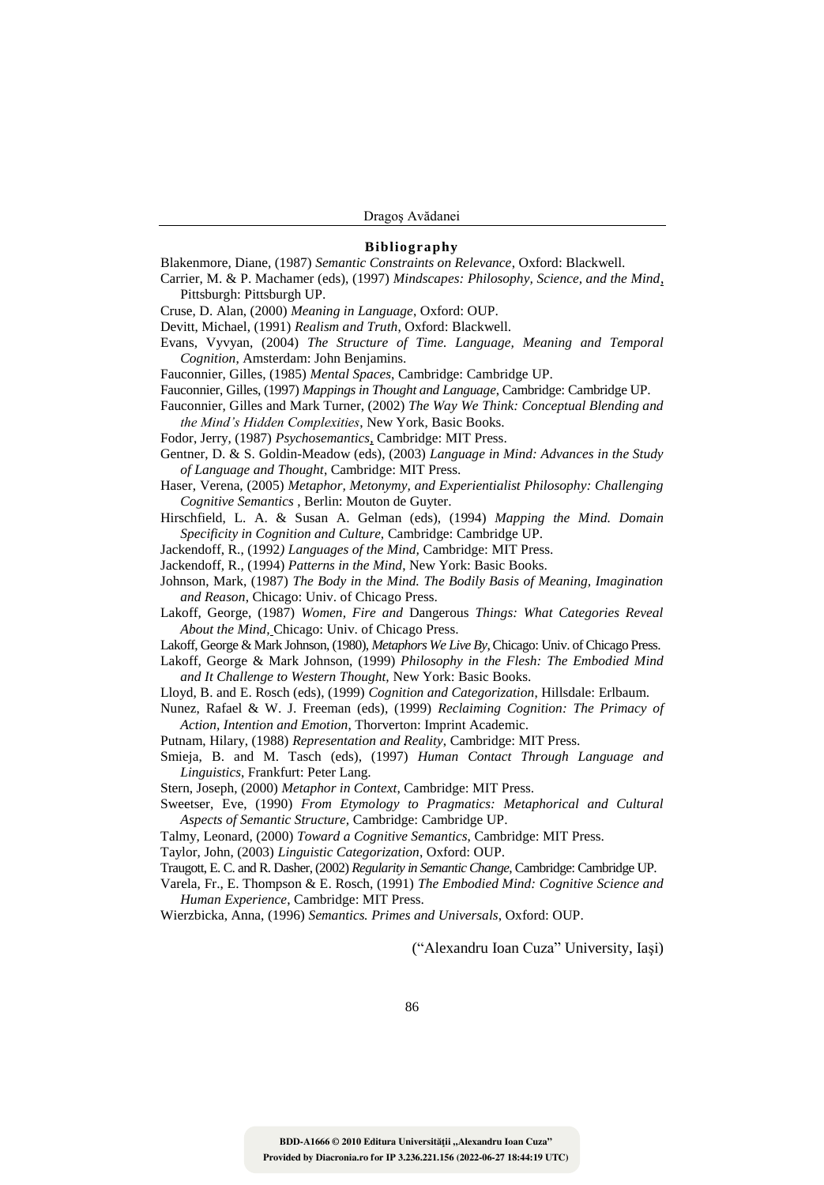## Bibliography

Blakenmore, Diane, (1987) *Semantic Constraints on Relevance*, Oxford: Blackwell.

Carrier, M. & P. Machamer (eds), (1997) *Mindscapes: Philosophy, Science, and the Mind*, Pittsburgh: Pittsburgh UP.

Cruse, D. Alan, (2000) *Meaning in Language*, Oxford: OUP.

Devitt, Michael, (1991) *Realism and Truth*, Oxford: Blackwell.

Evans, Vyvyan, (2004) *The Structure of Time. Language, Meaning and Temporal Cognition*, Amsterdam: John Benjamins.

Fauconnier, Gilles, (1985) *Mental Spaces*, Cambridge: Cambridge UP.

Fauconnier, Gilles, (1997) *Mappings in Thought and Language*, Cambridge: Cambridge UP.

Fauconnier, Gilles and Mark Turner, (2002) *The Way We Think: Conceptual Blending and the Mind's Hidden Complexities*, New York, Basic Books.

Fodor, Jerry, (1987) *Psychosemantics*, Cambridge: MIT Press.

Gentner, D. & S. Goldin-Meadow (eds), (2003) *Language in Mind: Advances in the Study of Language and Thought*, Cambridge: MIT Press.

Haser, Verena, (2005) *Metaphor, Metonymy, and Experientialist Philosophy: Challenging Cognitive Semantics* , Berlin: Mouton de Guyter.

Hirschfield, L. A. & Susan A. Gelman (eds), (1994) *Mapping the Mind. Domain Specificity in Cognition and Culture*, Cambridge: Cambridge UP.

Jackendoff, R., (1992*) Languages of the Mind*, Cambridge: MIT Press.

Jackendoff, R., (1994) *Patterns in the Mind*, New York: Basic Books.

Johnson, Mark, (1987) *The Body in the Mind. The Bodily Basis of Meaning, Imagination and Reason*, Chicago: Univ. of Chicago Press.

Lakoff, George, (1987) *Women, Fire and* Dangerous *Things: What Categories Reveal About the Mind*, Chicago: Univ. of Chicago Press.

Lakoff, George & Mark Johnson, (1980), *Metaphors We Live By*, Chicago: Univ. of Chicago Press.

Lakoff, George & Mark Johnson, (1999) *Philosophy in the Flesh: The Embodied Mind and It Challenge to Western Thought*, New York: Basic Books.

Lloyd, B. and E. Rosch (eds), (1999) *Cognition and Categorization*, Hillsdale: Erlbaum.

Nunez, Rafael & W. J. Freeman (eds), (1999) *Reclaiming Cognition: The Primacy of Action, Intention and Emotion*, Thorverton: Imprint Academic.

Putnam, Hilary, (1988) *Representation and Reality*, Cambridge: MIT Press.

Smieja, B. and M. Tasch (eds), (1997) *Human Contact Through Language and Linguistics*, Frankfurt: Peter Lang.

Stern, Joseph, (2000) *Metaphor in Context*, Cambridge: MIT Press.

Sweetser, Eve, (1990) *From Etymology to Pragmatics: Metaphorical and Cultural Aspects of Semantic Structure*, Cambridge: Cambridge UP.

Talmy, Leonard, (2000) *Toward a Cognitive Semantics*, Cambridge: MIT Press.

Taylor, John, (2003) *Linguistic Categorization*, Oxford: OUP.

Traugott, E. C. and R. Dasher, (2002) *Regularity in Semantic Change*, Cambridge: Cambridge UP.

Varela, Fr., E. Thompson & E. Rosch, (1991) *The Embodied Mind: Cognitive Science and Human Experience*, Cambridge: MIT Press.

Wierzbicka, Anna, (1996) *Semantics. Primes and Universals*, Oxford: OUP.

("Alexandru Ioan Cuza" University, Iaşi)